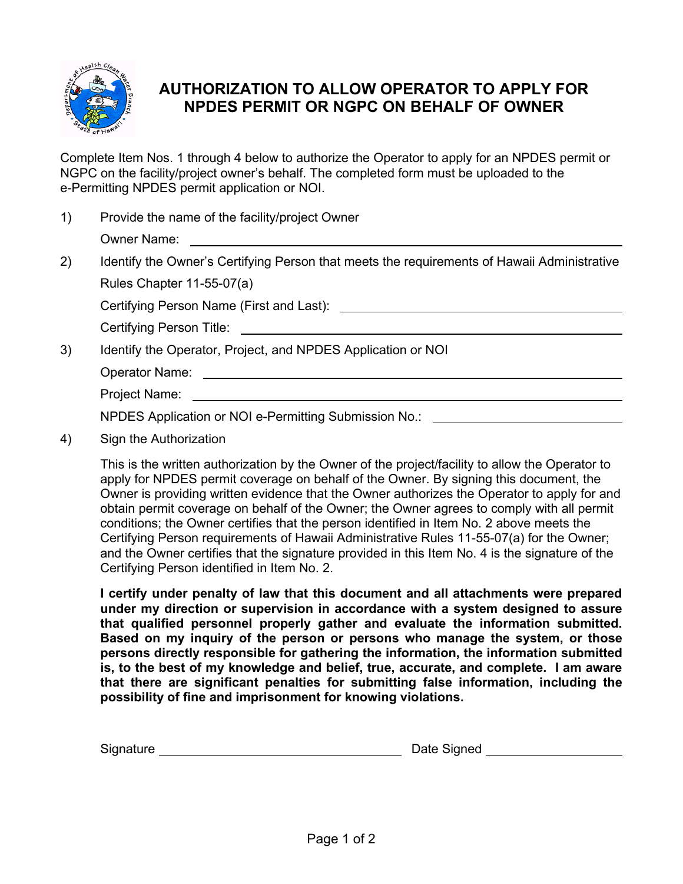# AUTHORIZATION TO ALLOW OPERATOR TO APPLY FOR NPDES PERMIT OR NGPC ON BEHALF OF OWNER

Complete Item Nos. 1 through 4 below to authorize the Operator to apply for an NPDES permit or NGPC on the facility/project owner's behalf. The completed form must be uploaded to the e-Permitting NPDES permit application or NOI.

1) Provide the name of the facility/project Owner

   Owner Name: ______________________________

2) Identify the Owner's Certifying Person that meets the requirements of Hawaii Administrative Rules Chapter 11-55-07(a)

   Certifying Person Name (First and Last): ______________________________

   Certifying Person Title: ______________________________

3) Identify the Operator, Project, and NPDES Application or NOI

   Operator Name: ______________________________

   Project Name: ______________________________

   NPDES Application or NOI e-Permitting Submission No.: ______________________________

4) Sign the Authorization

   This is the written authorization by the Owner of the project/facility to allow the Operator to apply for NPDES permit coverage on behalf of the Owner. By signing this document, the Owner is providing written evidence that the Owner authorizes the Operator to apply for and obtain permit coverage on behalf of the Owner; the Owner agrees to comply with all permit conditions; the Owner certifies that the person identified in Item No. 2 above meets the Certifying Person requirements of Hawaii Administrative Rules 11-55-07(a) for the Owner; and the Owner certifies that the signature provided in this Item No. 4 is the signature of the Certifying Person identified in Item No. 2.

   **I certify under penalty of law that this document and all attachments were prepared under my direction or supervision in accordance with a system designed to assure that qualified personnel properly gather and evaluate the information submitted. Based on my inquiry of the person or persons who manage the system, or those persons directly responsible for gathering the information, the information submitted is, to the best of my knowledge and belief, true, accurate, and complete. I am aware that there are significant penalties for submitting false information, including the possibility of fine and imprisonment for knowing violations.**

   Signature ______________________________ Date Signed ____________________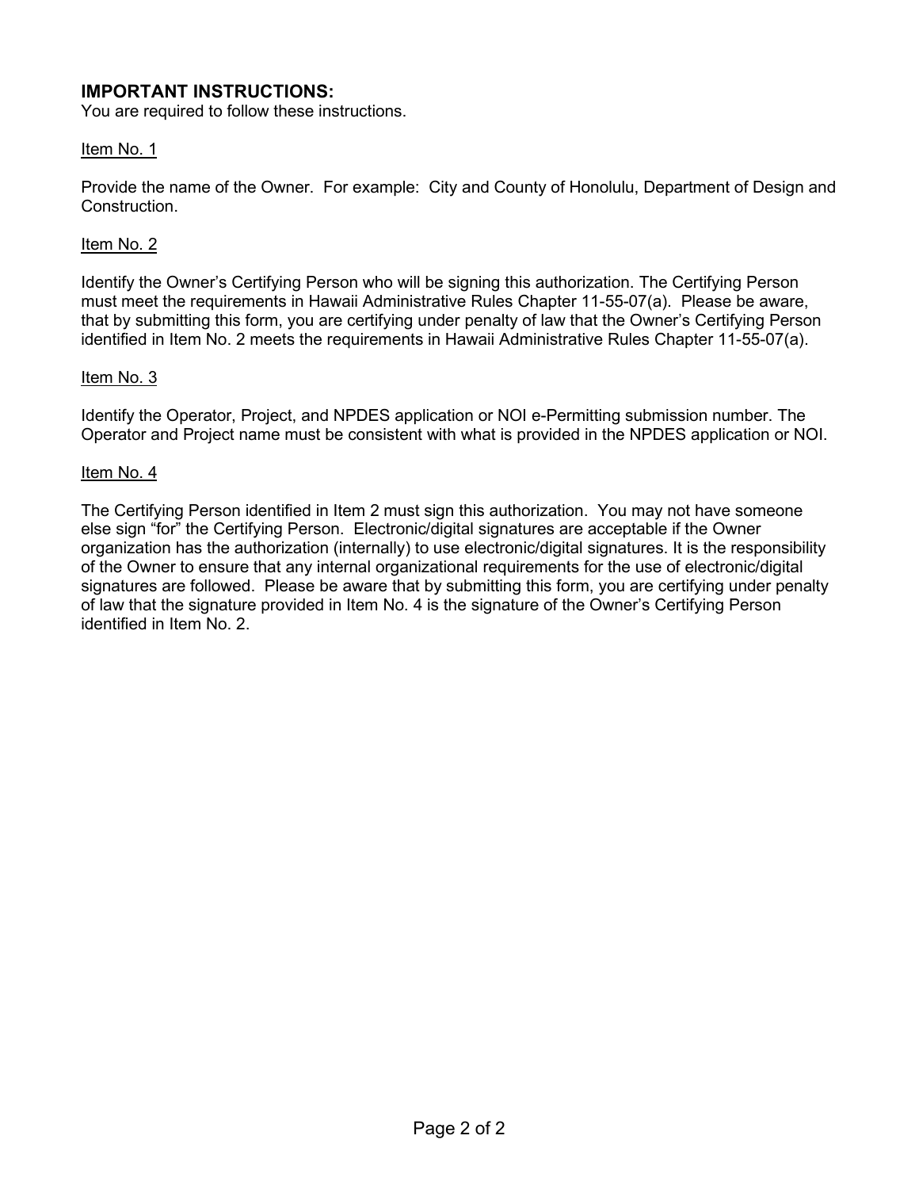## IMPORTANT INSTRUCTIONS:

You are required to follow these instructions.

Item No. 1

Provide the name of the Owner. For example: City and County of Honolulu, Department of Design and Construction.

Item No. 2

Identify the Owner's Certifying Person who will be signing this authorization. The Certifying Person must meet the requirements in Hawaii Administrative Rules Chapter 11-55-07(a). Please be aware, that by submitting this form, you are certifying under penalty of law that the Owner's Certifying Person identified in Item No. 2 meets the requirements in Hawaii Administrative Rules Chapter 11-55-07(a).

Item No. 3

Identify the Operator, Project, and NPDES application or NOI e-Permitting submission number. The Operator and Project name must be consistent with what is provided in the NPDES application or NOI.

Item No. 4

The Certifying Person identified in Item 2 must sign this authorization. You may not have someone else sign "for" the Certifying Person. Electronic/digital signatures are acceptable if the Owner organization has the authorization (internally) to use electronic/digital signatures. It is the responsibility of the Owner to ensure that any internal organizational requirements for the use of electronic/digital signatures are followed. Please be aware that by submitting this form, you are certifying under penalty of law that the signature provided in Item No. 4 is the signature of the Owner's Certifying Person identified in Item No. 2.